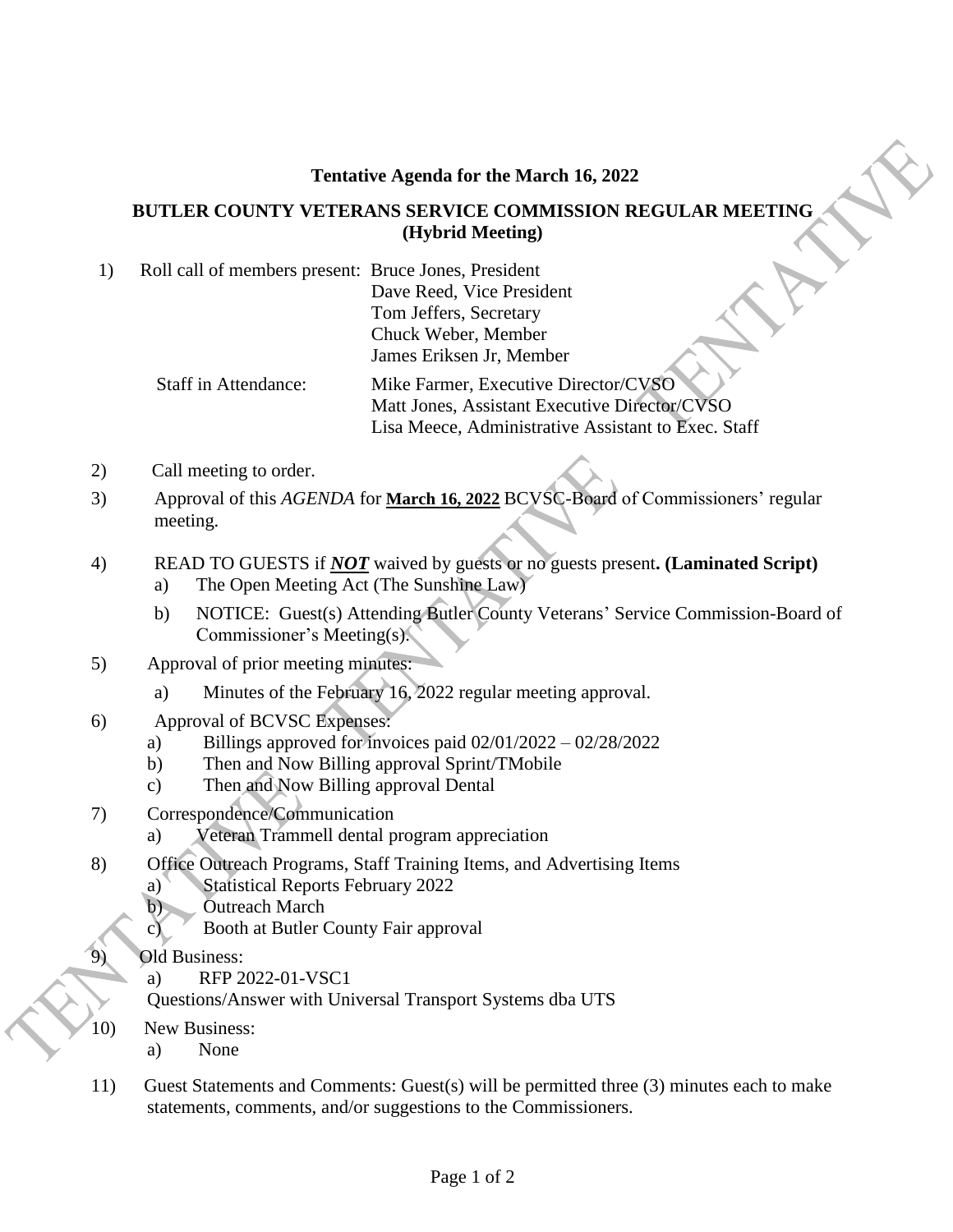**Tentative Agenda for the March 16, 2022**

**BUTLER COUNTY VETERANS SERVICE COMMISSION REGULAR MEETING (Hybrid Meeting)**

1) Roll call of members present: Bruce Jones, President
   Dave Reed, Vice President
   Tom Jeffers, Secretary
   Chuck Weber, Member
   James Eriksen Jr, Member

   Staff in Attendance: Mike Farmer, Executive Director/CVSO
   Matt Jones, Assistant Executive Director/CVSO
   Lisa Meece, Administrative Assistant to Exec. Staff

2) Call meeting to order.

3) Approval of this *AGENDA* for **March 16, 2022** BCVSC-Board of Commissioners' regular meeting.

4) READ TO GUESTS if ***NOT*** waived by guests or no guests present**. (Laminated Script)**
   a) The Open Meeting Act (The Sunshine Law)
   b) NOTICE: Guest(s) Attending Butler County Veterans' Service Commission-Board of Commissioner's Meeting(s).

5) Approval of prior meeting minutes:
   a) Minutes of the February 16, 2022 regular meeting approval.

6) Approval of BCVSC Expenses:
   a) Billings approved for invoices paid 02/01/2022 – 02/28/2022
   b) Then and Now Billing approval Sprint/TMobile
   c) Then and Now Billing approval Dental

7) Correspondence/Communication
   a) Veteran Trammell dental program appreciation

8) Office Outreach Programs, Staff Training Items, and Advertising Items
   a) Statistical Reports February 2022
   b) Outreach March
   c) Booth at Butler County Fair approval

9) Old Business:
   a) RFP 2022-01-VSC1
   Questions/Answer with Universal Transport Systems dba UTS

10) New Business:
    a) None

11) Guest Statements and Comments: Guest(s) will be permitted three (3) minutes each to make statements, comments, and/or suggestions to the Commissioners.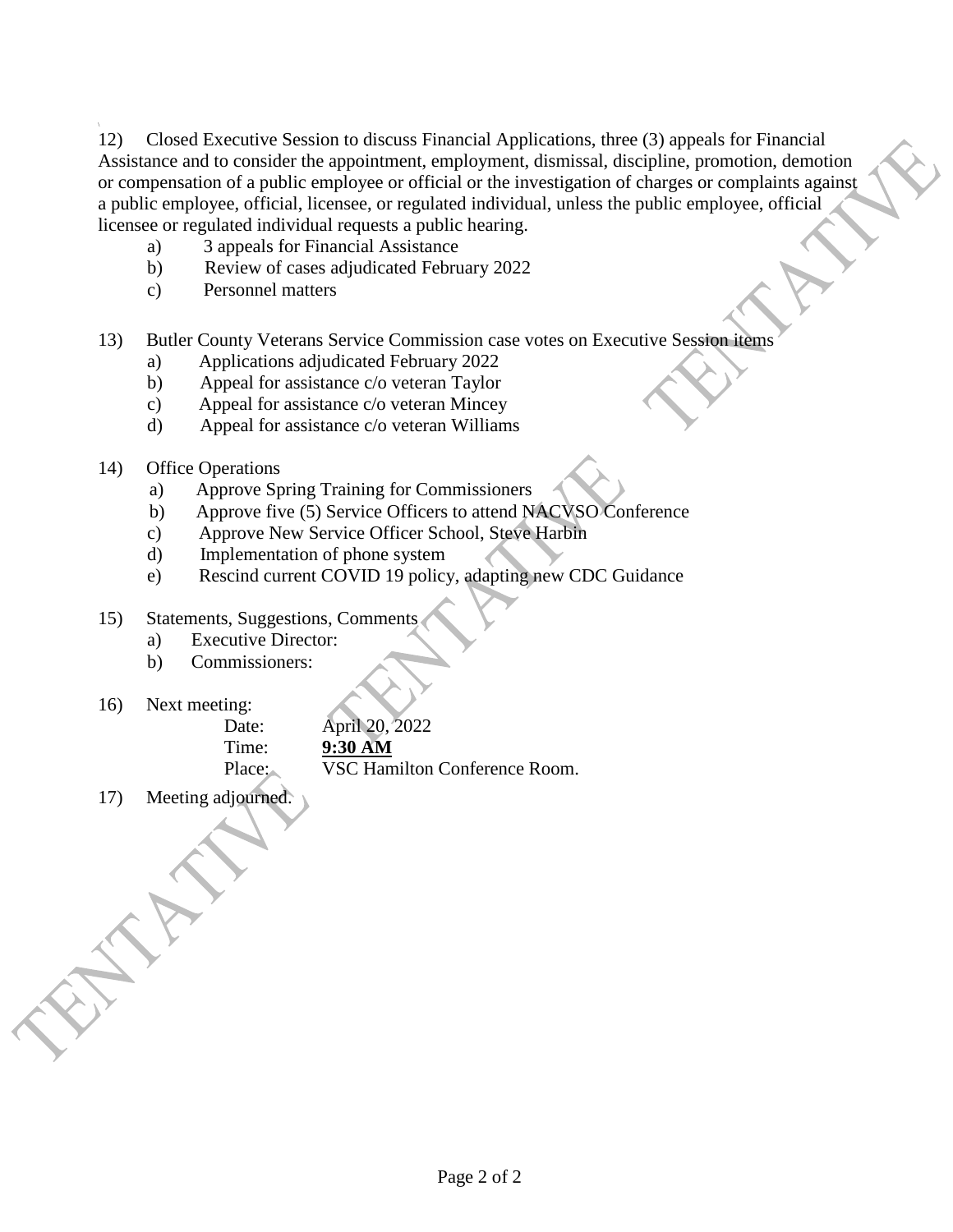12) Closed Executive Session to discuss Financial Applications, three (3) appeals for Financial Assistance and to consider the appointment, employment, dismissal, discipline, promotion, demotion or compensation of a public employee or official or the investigation of charges or complaints against a public employee, official, licensee, or regulated individual, unless the public employee, official licensee or regulated individual requests a public hearing.

   a) 3 appeals for Financial Assistance
   b) Review of cases adjudicated February 2022
   c) Personnel matters

13) Butler County Veterans Service Commission case votes on Executive Session items

   a) Applications adjudicated February 2022
   b) Appeal for assistance c/o veteran Taylor
   c) Appeal for assistance c/o veteran Mincey
   d) Appeal for assistance c/o veteran Williams

14) Office Operations

   a) Approve Spring Training for Commissioners
   b) Approve five (5) Service Officers to attend NACVSO Conference
   c) Approve New Service Officer School, Steve Harbin
   d) Implementation of phone system
   e) Rescind current COVID 19 policy, adapting new CDC Guidance

15) Statements, Suggestions, Comments

   a) Executive Director:
   b) Commissioners:

16) Next meeting:

   Date: April 20, 2022
   Time: **9:30 AM**
   Place: VSC Hamilton Conference Room.

17) Meeting adjourned.